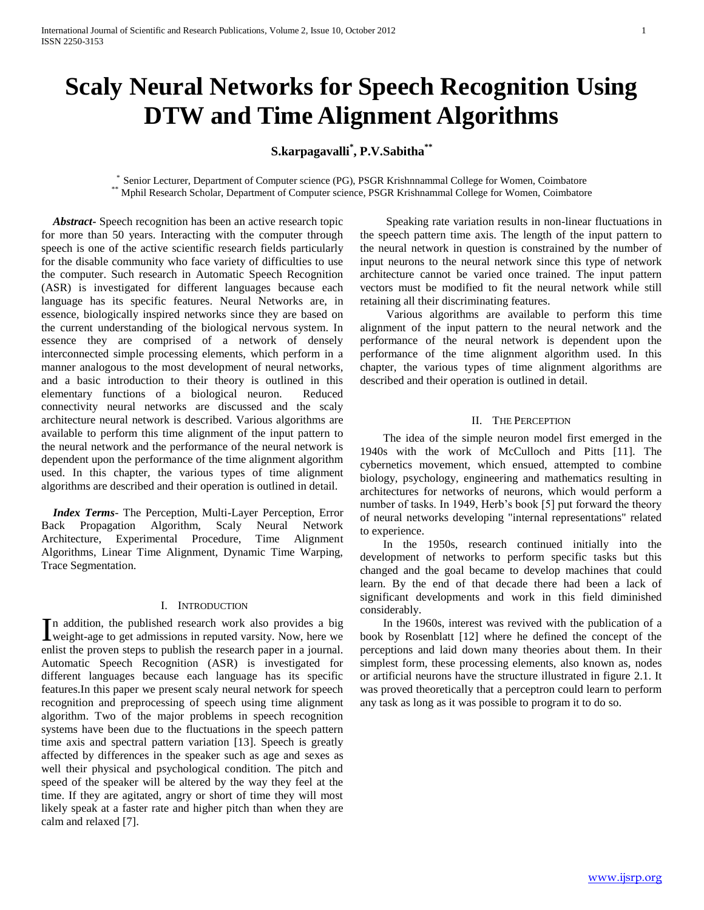# Scaly Neural Networks for Speech Recognition Using DTW and Time Alignment Algorithms

**S.karpagavalli[*], P.V.Sabitha[**]**

[*] Senior Lecturer, Department of Computer science (PG), PSGR Krishnnammal College for Women, Coimbatore
[**] Mphil Research Scholar, Department of Computer science, PSGR Krishnammal College for Women, Coimbatore

***Abstract***- Speech recognition has been an active research topic for more than 50 years. Interacting with the computer through speech is one of the active scientific research fields particularly for the disable community who face variety of difficulties to use the computer. Such research in Automatic Speech Recognition (ASR) is investigated for different languages because each language has its specific features. Neural Networks are, in essence, biologically inspired networks since they are based on the current understanding of the biological nervous system. In essence they are comprised of a network of densely interconnected simple processing elements, which perform in a manner analogous to the most development of neural networks, and a basic introduction to their theory is outlined in this elementary functions of a biological neuron. Reduced connectivity neural networks are discussed and the scaly architecture neural network is described. Various algorithms are available to perform this time alignment of the input pattern to the neural network and the performance of the neural network is dependent upon the performance of the time alignment algorithm used. In this chapter, the various types of time alignment algorithms are described and their operation is outlined in detail.

***Index Terms***- The Perception, Multi-Layer Perception, Error Back Propagation Algorithm, Scaly Neural Network Architecture, Experimental Procedure, Time Alignment Algorithms, Linear Time Alignment, Dynamic Time Warping, Trace Segmentation.

## I. Introduction

In addition, the published research work also provides a big weight-age to get admissions in reputed varsity. Now, here we enlist the proven steps to publish the research paper in a journal. Automatic Speech Recognition (ASR) is investigated for different languages because each language has its specific features.In this paper we present scaly neural network for speech recognition and preprocessing of speech using time alignment algorithm. Two of the major problems in speech recognition systems have been due to the fluctuations in the speech pattern time axis and spectral pattern variation [13]. Speech is greatly affected by differences in the speaker such as age and sexes as well their physical and psychological condition. The pitch and speed of the speaker will be altered by the way they feel at the time. If they are agitated, angry or short of time they will most likely speak at a faster rate and higher pitch than when they are calm and relaxed [7].

Speaking rate variation results in non-linear fluctuations in the speech pattern time axis. The length of the input pattern to the neural network in question is constrained by the number of input neurons to the neural network since this type of network architecture cannot be varied once trained. The input pattern vectors must be modified to fit the neural network while still retaining all their discriminating features.

Various algorithms are available to perform this time alignment of the input pattern to the neural network and the performance of the neural network is dependent upon the performance of the time alignment algorithm used. In this chapter, the various types of time alignment algorithms are described and their operation is outlined in detail.

## II. The Perception

The idea of the simple neuron model first emerged in the 1940s with the work of McCulloch and Pitts [11]. The cybernetics movement, which ensued, attempted to combine biology, psychology, engineering and mathematics resulting in architectures for networks of neurons, which would perform a number of tasks. In 1949, Herb's book [5] put forward the theory of neural networks developing "internal representations" related to experience.

In the 1950s, research continued initially into the development of networks to perform specific tasks but this changed and the goal became to develop machines that could learn. By the end of that decade there had been a lack of significant developments and work in this field diminished considerably.

In the 1960s, interest was revived with the publication of a book by Rosenblatt [12] where he defined the concept of the perceptions and laid down many theories about them. In their simplest form, these processing elements, also known as, nodes or artificial neurons have the structure illustrated in figure 2.1. It was proved theoretically that a perceptron could learn to perform any task as long as it was possible to program it to do so.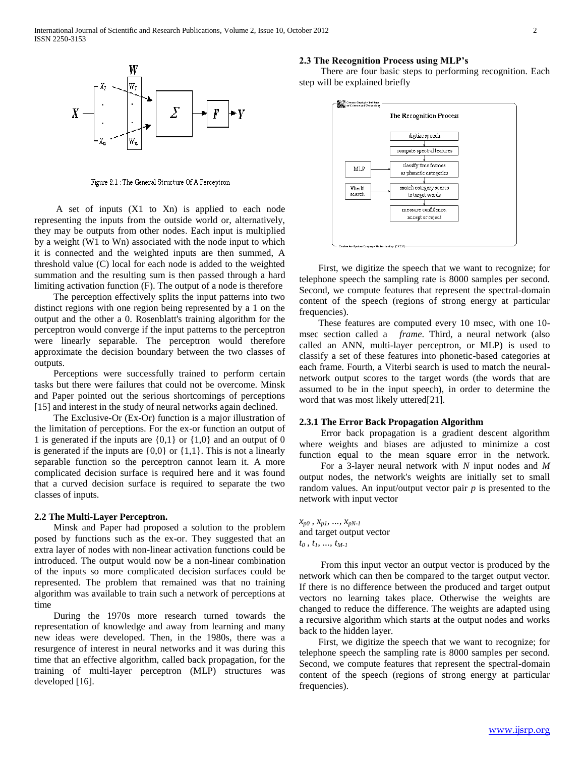Figure 2.1 : The General Structure Of A Perceptron

A set of inputs (X1 to Xn) is applied to each node representing the inputs from the outside world or, alternatively, they may be outputs from other nodes. Each input is multiplied by a weight (W1 to Wn) associated with the node input to which it is connected and the weighted inputs are then summed, A threshold value (C) local for each node is added to the weighted summation and the resulting sum is then passed through a hard limiting activation function (F). The output of a node is therefore

The perception effectively splits the input patterns into two distinct regions with one region being represented by a 1 on the output and the other a 0. Rosenblatt's training algorithm for the perceptron would converge if the input patterns to the perceptron were linearly separable. The perceptron would therefore approximate the decision boundary between the two classes of outputs.

Perceptions were successfully trained to perform certain tasks but there were failures that could not be overcome. Minsk and Paper pointed out the serious shortcomings of perceptions [15] and interest in the study of neural networks again declined.

The Exclusive-Or (Ex-Or) function is a major illustration of the limitation of perceptions. For the ex-or function an output of 1 is generated if the inputs are {0,1} or {1,0} and an output of 0 is generated if the inputs are {0,0} or {1,1}. This is not a linearly separable function so the perceptron cannot learn it. A more complicated decision surface is required here and it was found that a curved decision surface is required to separate the two classes of inputs.

### 2.2 The Multi-Layer Perceptron.

Minsk and Paper had proposed a solution to the problem posed by functions such as the ex-or. They suggested that an extra layer of nodes with non-linear activation functions could be introduced. The output would now be a non-linear combination of the inputs so more complicated decision surfaces could be represented. The problem that remained was that no training algorithm was available to train such a network of perceptions at time

During the 1970s more research turned towards the representation of knowledge and away from learning and many new ideas were developed. Then, in the 1980s, there was a resurgence of interest in neural networks and it was during this time that an effective algorithm, called back propagation, for the training of multi-layer perceptron (MLP) structures was developed [16].

### 2.3 The Recognition Process using MLP's

There are four basic steps to performing recognition. Each step will be explained briefly

First, we digitize the speech that we want to recognize; for telephone speech the sampling rate is 8000 samples per second. Second, we compute features that represent the spectral-domain content of the speech (regions of strong energy at particular frequencies).

These features are computed every 10 msec, with one 10-msec section called a *frame*. Third, a neural network (also called an ANN, multi-layer perceptron, or MLP) is used to classify a set of these features into phonetic-based categories at each frame. Fourth, a Viterbi search is used to match the neural-network output scores to the target words (the words that are assumed to be in the input speech), in order to determine the word that was most likely uttered[21].

#### 2.3.1 The Error Back Propagation Algorithm

Error back propagation is a gradient descent algorithm where weights and biases are adjusted to minimize a cost function equal to the mean square error in the network.

For a 3-layer neural network with *N* input nodes and *M* output nodes, the network's weights are initially set to small random values. An input/output vector pair *p* is presented to the network with input vector

$x_{p0}, x_{p1}, \ldots, x_{pN-1}$
and target output vector
$t_0, t_1, \ldots, t_{M-1}$

From this input vector an output vector is produced by the network which can then be compared to the target output vector. If there is no difference between the produced and target output vectors no learning takes place. Otherwise the weights are changed to reduce the difference. The weights are adapted using a recursive algorithm which starts at the output nodes and works back to the hidden layer.

First, we digitize the speech that we want to recognize; for telephone speech the sampling rate is 8000 samples per second. Second, we compute features that represent the spectral-domain content of the speech (regions of strong energy at particular frequencies).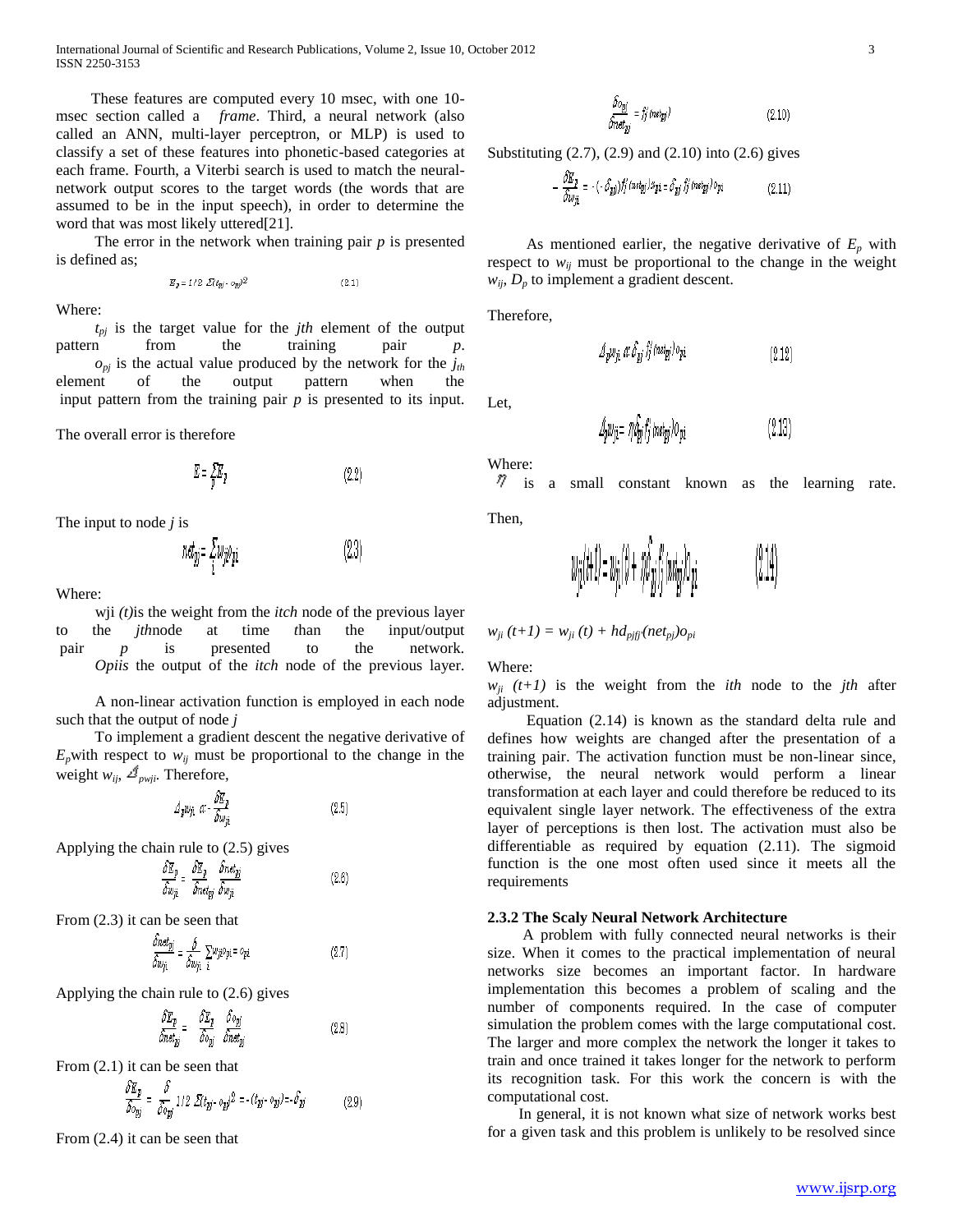These features are computed every 10 msec, with one 10-msec section called a *frame*. Third, a neural network (also called an ANN, multi-layer perceptron, or MLP) is used to classify a set of these features into phonetic-based categories at each frame. Fourth, a Viterbi search is used to match the neural-network output scores to the target words (the words that are assumed to be in the input speech), in order to determine the word that was most likely uttered[21].

The error in the network when training pair *p* is presented is defined as;

$$E_p = 1/2\ \Sigma(t_{pj} - o_{pj})^2 \qquad (2.1)$$

Where:

$t_{pj}$ is the target value for the *jth* element of the output pattern from the training pair *p*.

$o_{pj}$ is the actual value produced by the network for the $j_{th}$ element of the output pattern when the input pattern from the training pair *p* is presented to its input.

The overall error is therefore

$$E = \sum_p E_p \qquad (2.2)$$

The input to node *j* is

$$net_{pj} = \sum_i w_{ji} o_{pi} \qquad (2.3)$$

Where:

wji *(t)*is the weight from the *itch* node of the previous layer to the *jth*node at time *t*han the input/output pair *p* is presented to the network. *Opiis* the output of the *itch* node of the previous layer.

A non-linear activation function is employed in each node such that the output of node *j*

To implement a gradient descent the negative derivative of $E_p$with respect to $w_{ij}$ must be proportional to the change in the weight $w_{ij}$, $\Delta_{pwji}$. Therefore,

$$\Delta_p w_{ji} \propto -\frac{\delta E_p}{\delta w_{ji}} \qquad (2.5)$$

Applying the chain rule to (2.5) gives

$$\frac{\delta E_p}{\delta w_{ji}} = \frac{\delta E_p}{\delta net_{pj}} \frac{\delta net_{pj}}{\delta w_{ji}} \qquad (2.6)$$

From (2.3) it can be seen that

$$\frac{\delta net_{pj}}{\delta w_{ji}} = \frac{\delta}{\delta w_{ji}} \sum_i w_{ji} o_{pi} = o_{pi} \qquad (2.7)$$

Applying the chain rule to (2.6) gives

$$\frac{\delta E_p}{\delta net_{pj}} = \frac{\delta E_p}{\delta o_{pj}} \frac{\delta o_{pj}}{\delta net_{pj}} \qquad (2.8)$$

From (2.1) it can be seen that

$$\frac{\delta E_p}{\delta o_{pj}} = \frac{\delta}{\delta o_{pj}} 1/2\ \Sigma(t_{pj} - o_{pj})^2 = -(t_{pj} - o_{pj}) = -\delta_{pj} \qquad (2.9)$$

From (2.4) it can be seen that

$$\frac{\delta o_{pj}}{\delta net_{pj}} = f_j'(net_{pj}) \qquad (2.10)$$

Substituting (2.7), (2.9) and (2.10) into (2.6) gives

$$-\frac{\delta E_p}{\delta w_{ji}} = -(-\delta_{pj}) f_j'(net_{pj}) o_{pi} = \delta_{pj} f_j'(net_{pj}) o_{pi} \qquad (2.11)$$

As mentioned earlier, the negative derivative of $E_p$ with respect to $w_{ij}$ must be proportional to the change in the weight $w_{ij}$, $D_p$ to implement a gradient descent.

Therefore,

$$\Delta_p w_{ji} \propto \delta_{pj} f_j'(net_{pj}) o_{pi} \qquad (2.12)$$

Let,

$$\Delta_p w_{ji} = \eta \delta_{pj} f_j'(net_{pj}) o_{pi} \qquad (2.13)$$

Where:

$\eta$ is a small constant known as the learning rate.

Then,

$$w_{ji}(t+1) = w_{ji}(t) + \eta \delta_{pj} f_j'(net_{pj}) o_{pi} \qquad (2.14)$$

$w_{ji}\ (t+1) = w_{ji}\ (t) + hd_{pj}f_{j'}(net_{pj})o_{pi}$

Where:

$w_{ji}\ (t+1)$ is the weight from the *ith* node to the *jth* after adjustment.

Equation (2.14) is known as the standard delta rule and defines how weights are changed after the presentation of a training pair. The activation function must be non-linear since, otherwise, the neural network would perform a linear transformation at each layer and could therefore be reduced to its equivalent single layer network. The effectiveness of the extra layer of perceptions is then lost. The activation must also be differentiable as required by equation (2.11). The sigmoid function is the one most often used since it meets all the requirements

### 2.3.2 The Scaly Neural Network Architecture

A problem with fully connected neural networks is their size. When it comes to the practical implementation of neural networks size becomes an important factor. In hardware implementation this becomes a problem of scaling and the number of components required. In the case of computer simulation the problem comes with the large computational cost. The larger and more complex the network the longer it takes to train and once trained it takes longer for the network to perform its recognition task. For this work the concern is with the computational cost.

In general, it is not known what size of network works best for a given task and this problem is unlikely to be resolved since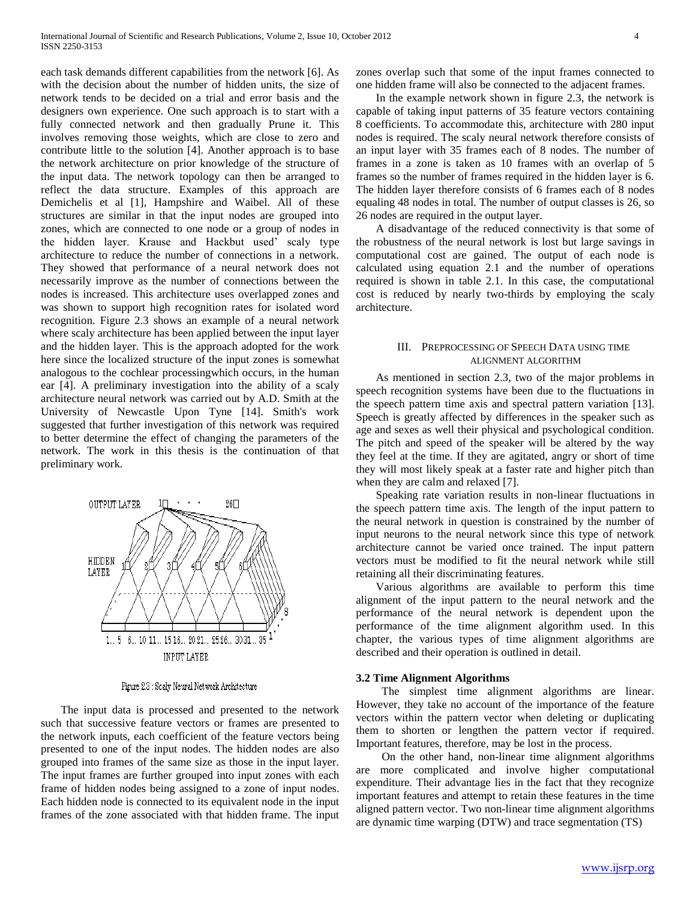each task demands different capabilities from the network [6]. As with the decision about the number of hidden units, the size of network tends to be decided on a trial and error basis and the designers own experience. One such approach is to start with a fully connected network and then gradually Prune it. This involves removing those weights, which are close to zero and contribute little to the solution [4]. Another approach is to base the network architecture on prior knowledge of the structure of the input data. The network topology can then be arranged to reflect the data structure. Examples of this approach are Demichelis et al [1], Hampshire and Waibel. All of these structures are similar in that the input nodes are grouped into zones, which are connected to one node or a group of nodes in the hidden layer. Krause and Hackbut used' scaly type architecture to reduce the number of connections in a network. They showed that performance of a neural network does not necessarily improve as the number of connections between the nodes is increased. This architecture uses overlapped zones and was shown to support high recognition rates for isolated word recognition. Figure 2.3 shows an example of a neural network where scaly architecture has been applied between the input layer and the hidden layer. This is the approach adopted for the work here since the localized structure of the input zones is somewhat analogous to the cochlear processingwhich occurs, in the human ear [4]. A preliminary investigation into the ability of a scaly architecture neural network was carried out by A.D. Smith at the University of Newcastle Upon Tyne [14]. Smith's work suggested that further investigation of this network was required to better determine the effect of changing the parameters of the network. The work in this thesis is the continuation of that preliminary work.

Figure 2.3 : Scaly Neural Network Architecture

The input data is processed and presented to the network such that successive feature vectors or frames are presented to the network inputs, each coefficient of the feature vectors being presented to one of the input nodes. The hidden nodes are also grouped into frames of the same size as those in the input layer. The input frames are further grouped into input zones with each frame of hidden nodes being assigned to a zone of input nodes. Each hidden node is connected to its equivalent node in the input frames of the zone associated with that hidden frame. The input zones overlap such that some of the input frames connected to one hidden frame will also be connected to the adjacent frames.

In the example network shown in figure 2.3, the network is capable of taking input patterns of 35 feature vectors containing 8 coefficients. To accommodate this, architecture with 280 input nodes is required. The scaly neural network therefore consists of an input layer with 35 frames each of 8 nodes. The number of frames in a zone is taken as 10 frames with an overlap of 5 frames so the number of frames required in the hidden layer is 6. The hidden layer therefore consists of 6 frames each of 8 nodes equaling 48 nodes in total. The number of output classes is 26, so 26 nodes are required in the output layer.

A disadvantage of the reduced connectivity is that some of the robustness of the neural network is lost but large savings in computational cost are gained. The output of each node is calculated using equation 2.1 and the number of operations required is shown in table 2.1. In this case, the computational cost is reduced by nearly two-thirds by employing the scaly architecture.

## III. Preprocessing of Speech Data using Time Alignment Algorithm

As mentioned in section 2.3, two of the major problems in speech recognition systems have been due to the fluctuations in the speech pattern time axis and spectral pattern variation [13]. Speech is greatly affected by differences in the speaker such as age and sexes as well their physical and psychological condition. The pitch and speed of the speaker will be altered by the way they feel at the time. If they are agitated, angry or short of time they will most likely speak at a faster rate and higher pitch than when they are calm and relaxed [7].

Speaking rate variation results in non-linear fluctuations in the speech pattern time axis. The length of the input pattern to the neural network in question is constrained by the number of input neurons to the neural network since this type of network architecture cannot be varied once trained. The input pattern vectors must be modified to fit the neural network while still retaining all their discriminating features.

Various algorithms are available to perform this time alignment of the input pattern to the neural network and the performance of the neural network is dependent upon the performance of the time alignment algorithm used. In this chapter, the various types of time alignment algorithms are described and their operation is outlined in detail.

### 3.2 Time Alignment Algorithms

The simplest time alignment algorithms are linear. However, they take no account of the importance of the feature vectors within the pattern vector when deleting or duplicating them to shorten or lengthen the pattern vector if required. Important features, therefore, may be lost in the process.

On the other hand, non-linear time alignment algorithms are more complicated and involve higher computational expenditure. Their advantage lies in the fact that they recognize important features and attempt to retain these features in the time aligned pattern vector. Two non-linear time alignment algorithms are dynamic time warping (DTW) and trace segmentation (TS)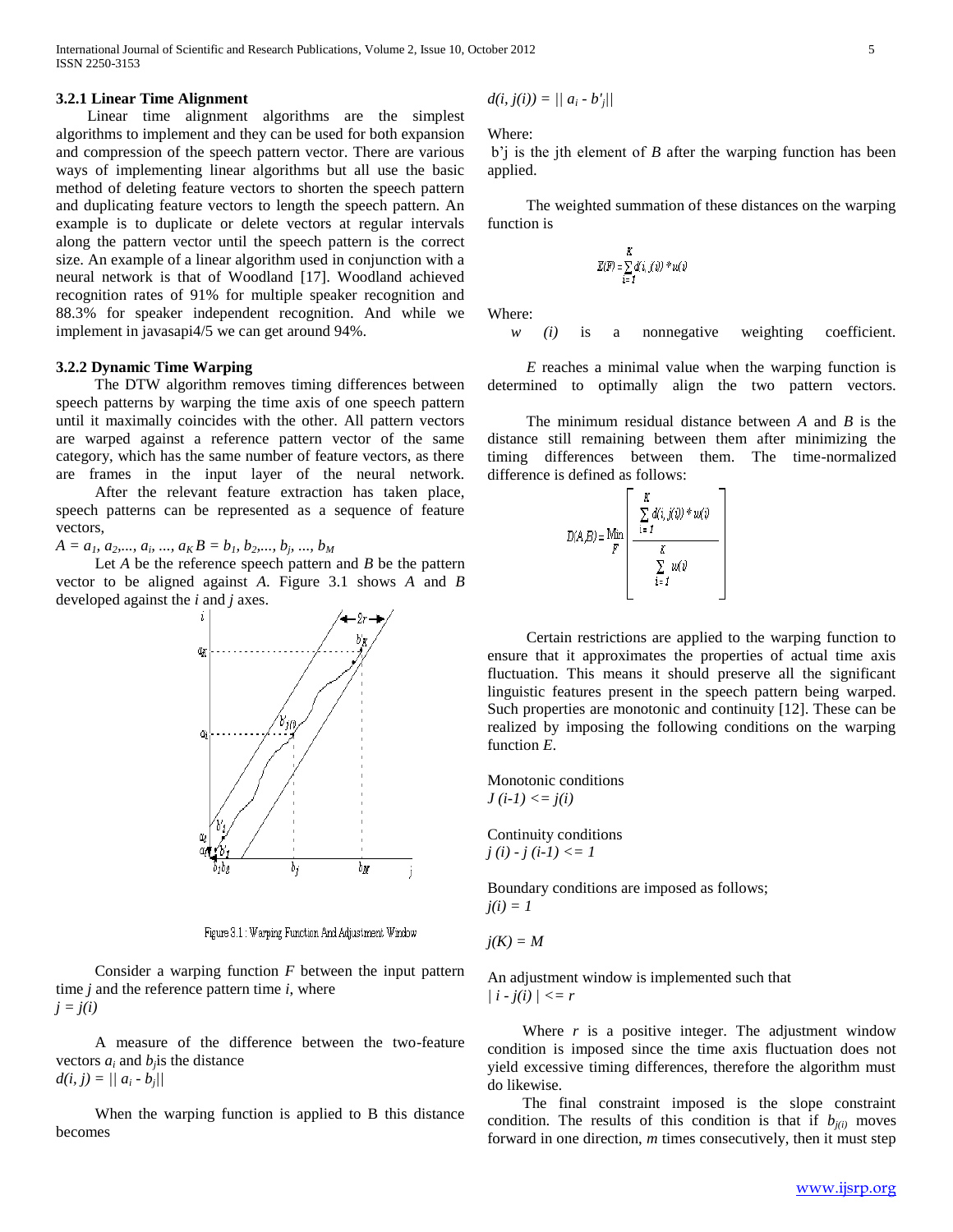### 3.2.1 Linear Time Alignment

Linear time alignment algorithms are the simplest algorithms to implement and they can be used for both expansion and compression of the speech pattern vector. There are various ways of implementing linear algorithms but all use the basic method of deleting feature vectors to shorten the speech pattern and duplicating feature vectors to length the speech pattern. An example is to duplicate or delete vectors at regular intervals along the pattern vector until the speech pattern is the correct size. An example of a linear algorithm used in conjunction with a neural network is that of Woodland [17]. Woodland achieved recognition rates of 91% for multiple speaker recognition and 88.3% for speaker independent recognition. And while we implement in javasapi4/5 we can get around 94%.

### 3.2.2 Dynamic Time Warping

The DTW algorithm removes timing differences between speech patterns by warping the time axis of one speech pattern until it maximally coincides with the other. All pattern vectors are warped against a reference pattern vector of the same category, which has the same number of feature vectors, as there are frames in the input layer of the neural network.

After the relevant feature extraction has taken place, speech patterns can be represented as a sequence of feature vectors,

$A = a_1, a_2,..., a_i, ..., a_K$ $B = b_1, b_2,..., b_j, ..., b_M$

Let *A* be the reference speech pattern and *B* be the pattern vector to be aligned against *A*. Figure 3.1 shows *A* and *B* developed against the *i* and *j* axes.

Figure 3.1 : Warping Function And Adjustment Window

Consider a warping function *F* between the input pattern time *j* and the reference pattern time *i*, where

$j = j(i)$

A measure of the difference between the two-feature vectors $a_i$ and $b_j$ is the distance

$d(i, j) = || a_i - b_j||$

When the warping function is applied to B this distance becomes

$d(i, j(i)) = || a_i - b'_j||$

Where:

b'j is the jth element of *B* after the warping function has been applied.

The weighted summation of these distances on the warping function is

$$E(F) = \sum_{i=1}^{K} d(i, j(i)) * w(i)$$

Where:

*w* *(i)* is a nonnegative weighting coefficient.

*E* reaches a minimal value when the warping function is determined to optimally align the two pattern vectors.

The minimum residual distance between *A* and *B* is the distance still remaining between them after minimizing the timing differences between them. The time-normalized difference is defined as follows:

$$D(A,B) = \underset{F}{\mathrm{Min}} \left[ \frac{\sum_{i=1}^{K} d(i, j(i)) * w(i)}{\sum_{i=1}^{K} w(i)} \right]$$

Certain restrictions are applied to the warping function to ensure that it approximates the properties of actual time axis fluctuation. This means it should preserve all the significant linguistic features present in the speech pattern being warped. Such properties are monotonic and continuity [12]. These can be realized by imposing the following conditions on the warping function *E*.

Monotonic conditions

$J(i-1) <= j(i)$

Continuity conditions

$j(i) - j(i-1) <= 1$

Boundary conditions are imposed as follows;

$j(i) = 1$

$j(K) = M$

An adjustment window is implemented such that

$| i - j(i) | <= r$

Where *r* is a positive integer. The adjustment window condition is imposed since the time axis fluctuation does not yield excessive timing differences, therefore the algorithm must do likewise.

The final constraint imposed is the slope constraint condition. The results of this condition is that if $b_{j(i)}$ moves forward in one direction, *m* times consecutively, then it must step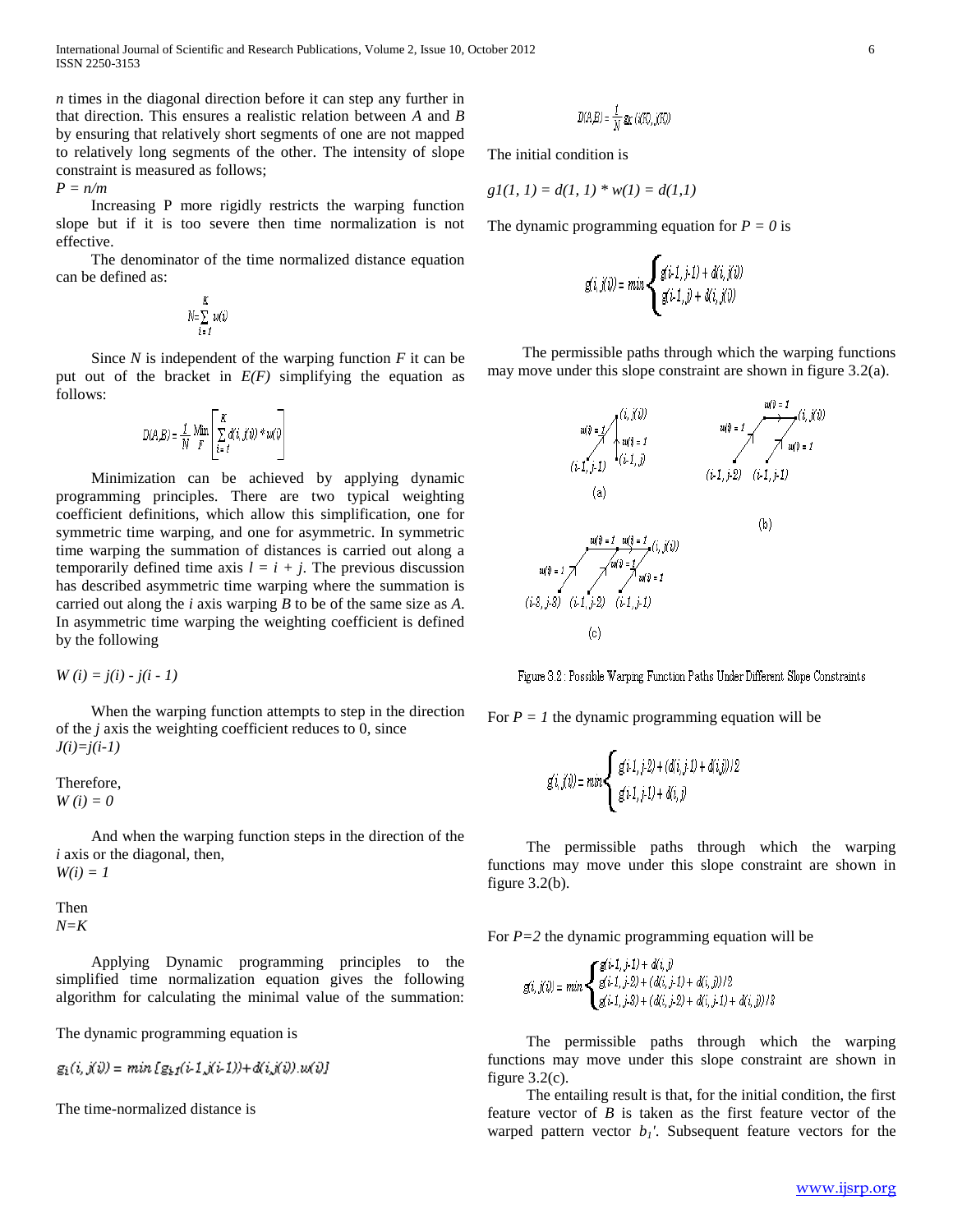*n* times in the diagonal direction before it can step any further in that direction. This ensures a realistic relation between *A* and *B* by ensuring that relatively short segments of one are not mapped to relatively long segments of the other. The intensity of slope constraint is measured as follows;

$P = n/m$

Increasing P more rigidly restricts the warping function slope but if it is too severe then time normalization is not effective.

The denominator of the time normalized distance equation can be defined as:

$$N = \sum_{i=1}^{K} w(i)$$

Since $N$ is independent of the warping function $F$ it can be put out of the bracket in $E(F)$ simplifying the equation as follows:

$$D(A,B) = \frac{1}{N} \underset{F}{\text{Min}} \left[ \sum_{i=1}^{K} d(i, j(i)) * w(i) \right]$$

Minimization can be achieved by applying dynamic programming principles. There are two typical weighting coefficient definitions, which allow this simplification, one for symmetric time warping, and one for asymmetric. In symmetric time warping the summation of distances is carried out along a temporarily defined time axis $l = i + j$. The previous discussion has described asymmetric time warping where the summation is carried out along the *i* axis warping *B* to be of the same size as *A*. In asymmetric time warping the weighting coefficient is defined by the following

$W(i) = j(i) - j(i - 1)$

When the warping function attempts to step in the direction of the *j* axis the weighting coefficient reduces to 0, since $J(i)=j(i-1)$

Therefore,
$W(i) = 0$

And when the warping function steps in the direction of the *i* axis or the diagonal, then,
$W(i) = 1$

Then
$N=K$

Applying Dynamic programming principles to the simplified time normalization equation gives the following algorithm for calculating the minimal value of the summation:

The dynamic programming equation is

$$g_i(i, j(i)) = \min\left[g_{i-1}(i-1, j(i-1)) + d(i, j(i)).w(i)\right]$$

The time-normalized distance is

$$D(A,B) = \frac{1}{N} g_K(i(K), j(K))$$

The initial condition is

$g1(1, 1) = d(1, 1) * w(1) = d(1,1)$

The dynamic programming equation for $P = 0$ is

$$g(i, j(i)) = \min \begin{cases} g(i-1, j-1) + d(i, j(i)) \\ g(i-1, j) + d(i, j(i)) \end{cases}$$

The permissible paths through which the warping functions may move under this slope constraint are shown in figure 3.2(a).

Figure 3.2 : Possible Warping Function Paths Under Different Slope Constraints

For $P = 1$ the dynamic programming equation will be

$$g(i, j(i)) = \min \begin{cases} g(i-1, j-2) + (d(i, j-1) + d(i, j))/2 \\ g(i-1, j-1) + d(i, j) \end{cases}$$

The permissible paths through which the warping functions may move under this slope constraint are shown in figure 3.2(b).

For $P=2$ the dynamic programming equation will be

$$g(i, j(i)) = \min \begin{cases} g(i-1, j-1) + d(i, j) \\ g(i-1, j-2) + (d(i, j-1) + d(i, j))/2 \\ g(i-1, j-3) + (d(i, j-2) + d(i, j-1) + d(i, j))/3 \end{cases}$$

The permissible paths through which the warping functions may move under this slope constraint are shown in figure 3.2(c).

The entailing result is that, for the initial condition, the first feature vector of *B* is taken as the first feature vector of the warped pattern vector $b_1'$. Subsequent feature vectors for the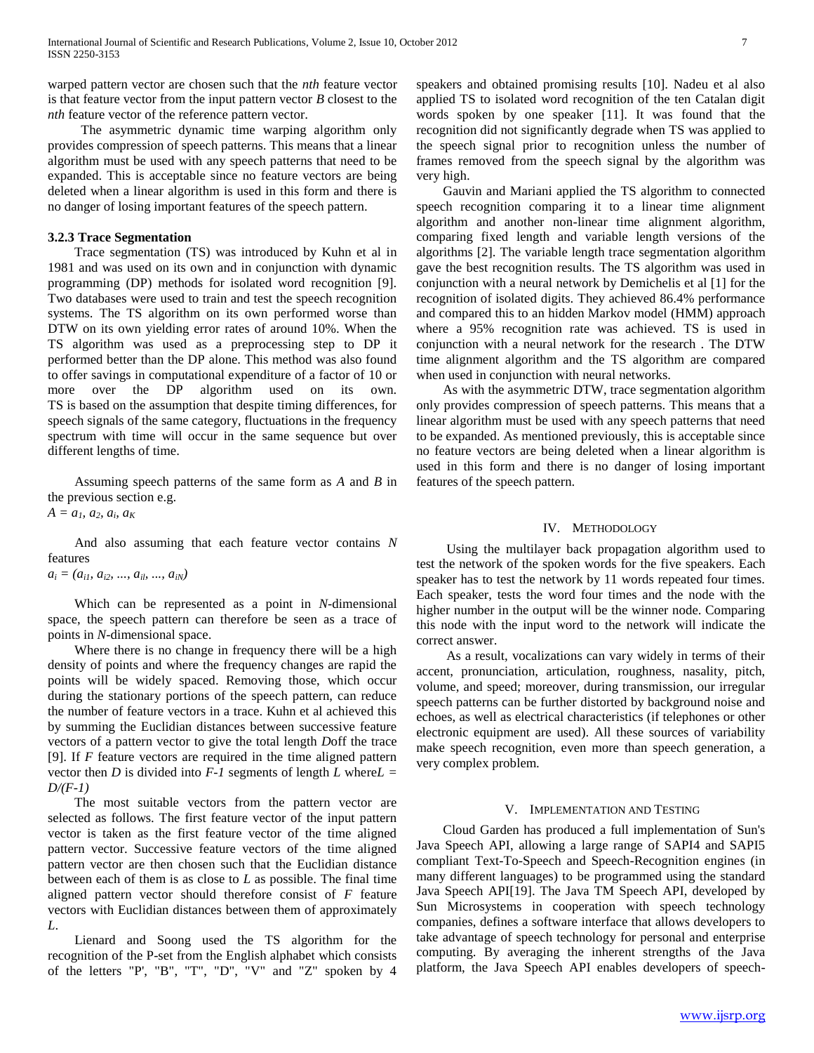warped pattern vector are chosen such that the *nth* feature vector is that feature vector from the input pattern vector *B* closest to the *nth* feature vector of the reference pattern vector.

The asymmetric dynamic time warping algorithm only provides compression of speech patterns. This means that a linear algorithm must be used with any speech patterns that need to be expanded. This is acceptable since no feature vectors are being deleted when a linear algorithm is used in this form and there is no danger of losing important features of the speech pattern.

### 3.2.3 Trace Segmentation

Trace segmentation (TS) was introduced by Kuhn et al in 1981 and was used on its own and in conjunction with dynamic programming (DP) methods for isolated word recognition [9]. Two databases were used to train and test the speech recognition systems. The TS algorithm on its own performed worse than DTW on its own yielding error rates of around 10%. When the TS algorithm was used as a preprocessing step to DP it performed better than the DP alone. This method was also found to offer savings in computational expenditure of a factor of 10 or more over the DP algorithm used on its own. TS is based on the assumption that despite timing differences, for speech signals of the same category, fluctuations in the frequency spectrum with time will occur in the same sequence but over different lengths of time.

Assuming speech patterns of the same form as *A* and *B* in the previous section e.g.

$A = a_1, a_2, a_i, a_K$

And also assuming that each feature vector contains *N* features

$a_i = (a_{i1}, a_{i2}, ..., a_{il}, ..., a_{iN})$

Which can be represented as a point in *N*-dimensional space, the speech pattern can therefore be seen as a trace of points in *N*-dimensional space.

Where there is no change in frequency there will be a high density of points and where the frequency changes are rapid the points will be widely spaced. Removing those, which occur during the stationary portions of the speech pattern, can reduce the number of feature vectors in a trace. Kuhn et al achieved this by summing the Euclidian distances between successive feature vectors of a pattern vector to give the total length *D*off the trace [9]. If *F* feature vectors are required in the time aligned pattern vector then *D* is divided into *F-1* segments of length *L* where$L = D/(F-1)$

The most suitable vectors from the pattern vector are selected as follows. The first feature vector of the input pattern vector is taken as the first feature vector of the time aligned pattern vector. Successive feature vectors of the time aligned pattern vector are then chosen such that the Euclidian distance between each of them is as close to *L* as possible. The final time aligned pattern vector should therefore consist of *F* feature vectors with Euclidian distances between them of approximately *L*.

Lienard and Soong used the TS algorithm for the recognition of the P-set from the English alphabet which consists of the letters "P', "B", "T", "D", "V" and "Z" spoken by 4 speakers and obtained promising results [10]. Nadeu et al also applied TS to isolated word recognition of the ten Catalan digit words spoken by one speaker [11]. It was found that the recognition did not significantly degrade when TS was applied to the speech signal prior to recognition unless the number of frames removed from the speech signal by the algorithm was very high.

Gauvin and Mariani applied the TS algorithm to connected speech recognition comparing it to a linear time alignment algorithm and another non-linear time alignment algorithm, comparing fixed length and variable length versions of the algorithms [2]. The variable length trace segmentation algorithm gave the best recognition results. The TS algorithm was used in conjunction with a neural network by Demichelis et al [1] for the recognition of isolated digits. They achieved 86.4% performance and compared this to an hidden Markov model (HMM) approach where a 95% recognition rate was achieved. TS is used in conjunction with a neural network for the research . The DTW time alignment algorithm and the TS algorithm are compared when used in conjunction with neural networks.

As with the asymmetric DTW, trace segmentation algorithm only provides compression of speech patterns. This means that a linear algorithm must be used with any speech patterns that need to be expanded. As mentioned previously, this is acceptable since no feature vectors are being deleted when a linear algorithm is used in this form and there is no danger of losing important features of the speech pattern.

## IV. Methodology

Using the multilayer back propagation algorithm used to test the network of the spoken words for the five speakers. Each speaker has to test the network by 11 words repeated four times. Each speaker, tests the word four times and the node with the higher number in the output will be the winner node. Comparing this node with the input word to the network will indicate the correct answer.

As a result, vocalizations can vary widely in terms of their accent, pronunciation, articulation, roughness, nasality, pitch, volume, and speed; moreover, during transmission, our irregular speech patterns can be further distorted by background noise and echoes, as well as electrical characteristics (if telephones or other electronic equipment are used). All these sources of variability make speech recognition, even more than speech generation, a very complex problem.

## V. Implementation and Testing

Cloud Garden has produced a full implementation of Sun's Java Speech API, allowing a large range of SAPI4 and SAPI5 compliant Text-To-Speech and Speech-Recognition engines (in many different languages) to be programmed using the standard Java Speech API[19]. The Java TM Speech API, developed by Sun Microsystems in cooperation with speech technology companies, defines a software interface that allows developers to take advantage of speech technology for personal and enterprise computing. By averaging the inherent strengths of the Java platform, the Java Speech API enables developers of speech-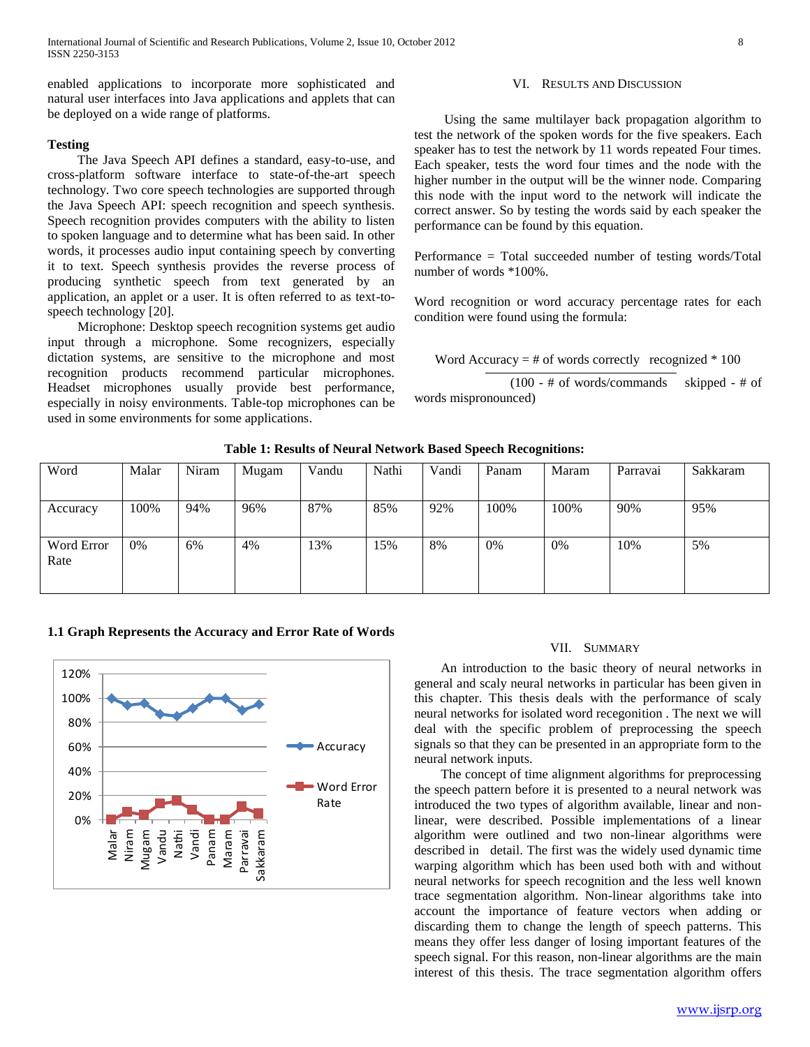enabled applications to incorporate more sophisticated and natural user interfaces into Java applications and applets that can be deployed on a wide range of platforms.

**Testing**

The Java Speech API defines a standard, easy-to-use, and cross-platform software interface to state-of-the-art speech technology. Two core speech technologies are supported through the Java Speech API: speech recognition and speech synthesis. Speech recognition provides computers with the ability to listen to spoken language and to determine what has been said. In other words, it processes audio input containing speech by converting it to text. Speech synthesis provides the reverse process of producing synthetic speech from text generated by an application, an applet or a user. It is often referred to as text-to-speech technology [20].

Microphone: Desktop speech recognition systems get audio input through a microphone. Some recognizers, especially dictation systems, are sensitive to the microphone and most recognition products recommend particular microphones. Headset microphones usually provide best performance, especially in noisy environments. Table-top microphones can be used in some environments for some applications.

## VI. Results and Discussion

Using the same multilayer back propagation algorithm to test the network of the spoken words for the five speakers. Each speaker has to test the network by 11 words repeated Four times. Each speaker, tests the word four times and the node with the higher number in the output will be the winner node. Comparing this node with the input word to the network will indicate the correct answer. So by testing the words said by each speaker the performance can be found by this equation.

Performance = Total succeeded number of testing words/Total number of words *100%.

Word recognition or word accuracy percentage rates for each condition were found using the formula:

$$\text{Word Accuracy} = \frac{\text{\# of words correctly recognized} * 100}{(100 - \text{\# of words/commands skipped} - \text{\# of words mispronounced})}$$

**Table 1: Results of Neural Network Based Speech Recognitions:**

| Word | Malar | Niram | Mugam | Vandu | Nathi | Vandi | Panam | Maram | Parravai | Sakkaram |
|---|---|---|---|---|---|---|---|---|---|---|
| Accuracy | 100% | 94% | 96% | 87% | 85% | 92% | 100% | 100% | 90% | 95% |
| Word Error Rate | 0% | 6% | 4% | 13% | 15% | 8% | 0% | 0% | 10% | 5% |

**1.1 Graph Represents the Accuracy and Error Rate of Words**

## VII. Summary

An introduction to the basic theory of neural networks in general and scaly neural networks in particular has been given in this chapter. This thesis deals with the performance of scaly neural networks for isolated word recegonition . The next we will deal with the specific problem of preprocessing the speech signals so that they can be presented in an appropriate form to the neural network inputs.

The concept of time alignment algorithms for preprocessing the speech pattern before it is presented to a neural network was introduced the two types of algorithm available, linear and non-linear, were described. Possible implementations of a linear algorithm were outlined and two non-linear algorithms were described in detail. The first was the widely used dynamic time warping algorithm which has been used both with and without neural networks for speech recognition and the less well known trace segmentation algorithm. Non-linear algorithms take into account the importance of feature vectors when adding or discarding them to change the length of speech patterns. This means they offer less danger of losing important features of the speech signal. For this reason, non-linear algorithms are the main interest of this thesis. The trace segmentation algorithm offers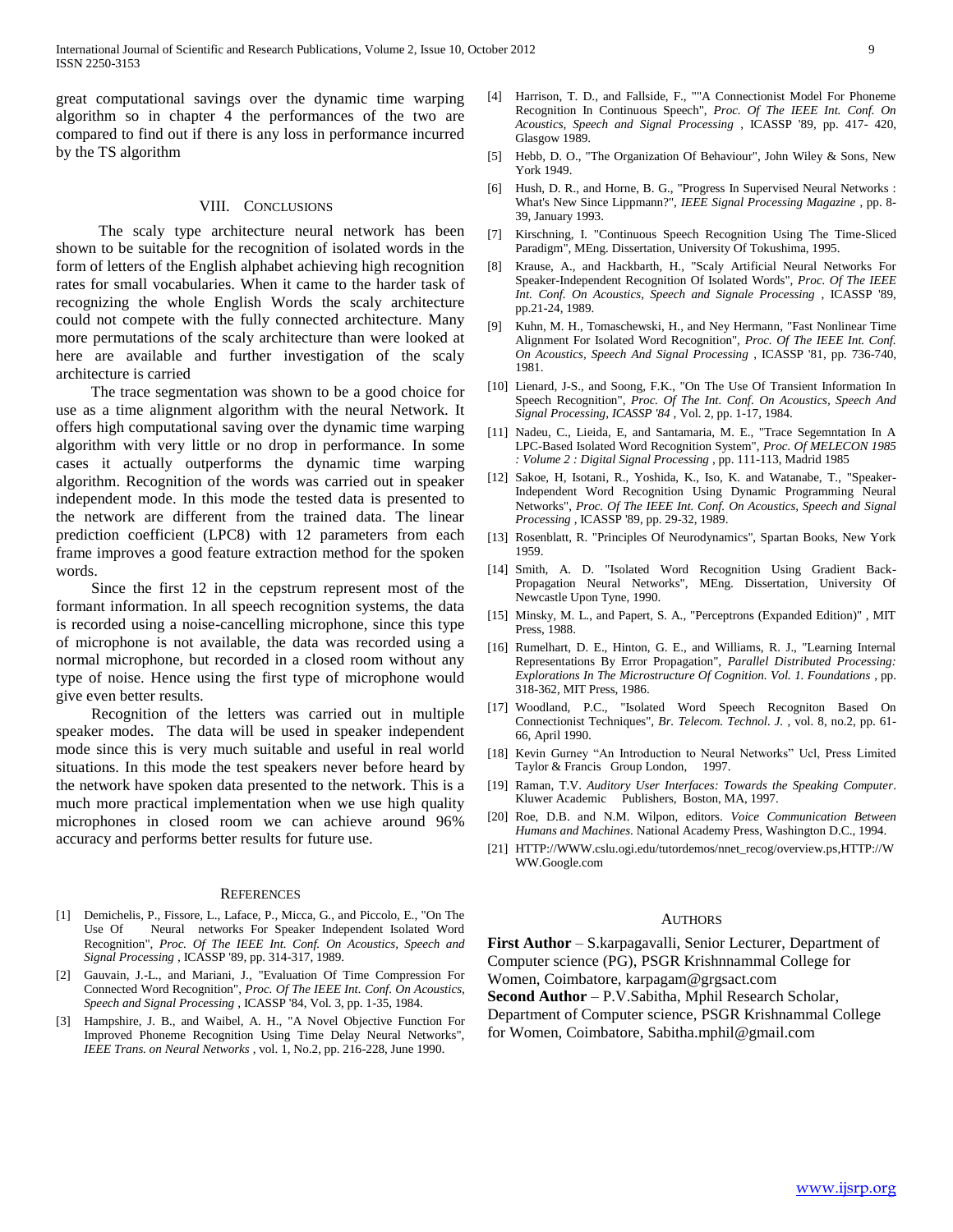great computational savings over the dynamic time warping algorithm so in chapter 4 the performances of the two are compared to find out if there is any loss in performance incurred by the TS algorithm

## VIII. Conclusions

The scaly type architecture neural network has been shown to be suitable for the recognition of isolated words in the form of letters of the English alphabet achieving high recognition rates for small vocabularies. When it came to the harder task of recognizing the whole English Words the scaly architecture could not compete with the fully connected architecture. Many more permutations of the scaly architecture than were looked at here are available and further investigation of the scaly architecture is carried

The trace segmentation was shown to be a good choice for use as a time alignment algorithm with the neural Network. It offers high computational saving over the dynamic time warping algorithm with very little or no drop in performance. In some cases it actually outperforms the dynamic time warping algorithm. Recognition of the words was carried out in speaker independent mode. In this mode the tested data is presented to the network are different from the trained data. The linear prediction coefficient (LPC8) with 12 parameters from each frame improves a good feature extraction method for the spoken words.

Since the first 12 in the cepstrum represent most of the formant information. In all speech recognition systems, the data is recorded using a noise-cancelling microphone, since this type of microphone is not available, the data was recorded using a normal microphone, but recorded in a closed room without any type of noise. Hence using the first type of microphone would give even better results.

Recognition of the letters was carried out in multiple speaker modes. The data will be used in speaker independent mode since this is very much suitable and useful in real world situations. In this mode the test speakers never before heard by the network have spoken data presented to the network. This is a much more practical implementation when we use high quality microphones in closed room we can achieve around 96% accuracy and performs better results for future use.

## References

[1] Demichelis, P., Fissore, L., Laface, P., Micca, G., and Piccolo, E., "On The Use Of Neural networks For Speaker Independent Isolated Word Recognition", *Proc. Of The IEEE Int. Conf. On Acoustics, Speech and Signal Processing* , ICASSP '89, pp. 314-317, 1989.

[2] Gauvain, J.-L., and Mariani, J., "Evaluation Of Time Compression For Connected Word Recognition", *Proc. Of The IEEE Int. Conf. On Acoustics, Speech and Signal Processing* , ICASSP '84, Vol. 3, pp. 1-35, 1984.

[3] Hampshire, J. B., and Waibel, A. H., "A Novel Objective Function For Improved Phoneme Recognition Using Time Delay Neural Networks", *IEEE Trans. on Neural Networks* , vol. 1, No.2, pp. 216-228, June 1990.

[4] Harrison, T. D., and Fallside, F., ""A Connectionist Model For Phoneme Recognition In Continuous Speech", *Proc. Of The IEEE Int. Conf. On Acoustics, Speech and Signal Processing* , ICASSP '89, pp. 417- 420, Glasgow 1989.

[5] Hebb, D. O., "The Organization Of Behaviour", John Wiley & Sons, New York 1949.

[6] Hush, D. R., and Horne, B. G., "Progress In Supervised Neural Networks : What's New Since Lippmann?", *IEEE Signal Processing Magazine* , pp. 8-39, January 1993.

[7] Kirschning, I. "Continuous Speech Recognition Using The Time-Sliced Paradigm", MEng. Dissertation, University Of Tokushima, 1995.

[8] Krause, A., and Hackbarth, H., "Scaly Artificial Neural Networks For Speaker-Independent Recognition Of Isolated Words", *Proc. Of The IEEE Int. Conf. On Acoustics, Speech and Signale Processing* , ICASSP '89, pp.21-24, 1989.

[9] Kuhn, M. H., Tomaschewski, H., and Ney Hermann, "Fast Nonlinear Time Alignment For Isolated Word Recognition", *Proc. Of The IEEE Int. Conf. On Acoustics, Speech And Signal Processing* , ICASSP '81, pp. 736-740, 1981.

[10] Lienard, J-S., and Soong, F.K., "On The Use Of Transient Information In Speech Recognition", *Proc. Of The Int. Conf. On Acoustics, Speech And Signal Processing, ICASSP '84* , Vol. 2, pp. 1-17, 1984.

[11] Nadeu, C., Lieida, E, and Santamaria, M. E., "Trace Segemntation In A LPC-Based Isolated Word Recognition System", *Proc. Of MELECON 1985 : Volume 2 : Digital Signal Processing* , pp. 111-113, Madrid 1985

[12] Sakoe, H, Isotani, R., Yoshida, K., Iso, K. and Watanabe, T., "Speaker-Independent Word Recognition Using Dynamic Programming Neural Networks", *Proc. Of The IEEE Int. Conf. On Acoustics, Speech and Signal Processing* , ICASSP '89, pp. 29-32, 1989.

[13] Rosenblatt, R. "Principles Of Neurodynamics", Spartan Books, New York 1959.

[14] Smith, A. D. "Isolated Word Recognition Using Gradient Back-Propagation Neural Networks", MEng. Dissertation, University Of Newcastle Upon Tyne, 1990.

[15] Minsky, M. L., and Papert, S. A., "Perceptrons (Expanded Edition)" , MIT Press, 1988.

[16] Rumelhart, D. E., Hinton, G. E., and Williams, R. J., "Learning Internal Representations By Error Propagation", *Parallel Distributed Processing: Explorations In The Microstructure Of Cognition. Vol. 1. Foundations* , pp. 318-362, MIT Press, 1986.

[17] Woodland, P.C., "Isolated Word Speech Recogniton Based On Connectionist Techniques", *Br. Telecom. Technol. J.* , vol. 8, no.2, pp. 61-66, April 1990.

[18] Kevin Gurney "An Introduction to Neural Networks" Ucl, Press Limited Taylor & Francis Group London, 1997.

[19] Raman, T.V. *Auditory User Interfaces: Towards the Speaking Computer*. Kluwer Academic Publishers, Boston, MA, 1997.

[20] Roe, D.B. and N.M. Wilpon, editors. *Voice Communication Between Humans and Machines*. National Academy Press, Washington D.C., 1994.

[21] HTTP://WWW.cslu.ogi.edu/tutordemos/nnet_recog/overview.ps,HTTP://WWW.Google.com

## Authors

**First Author** – S.karpagavalli, Senior Lecturer, Department of Computer science (PG), PSGR Krishnnammal College for Women, Coimbatore, karpagam@grgsact.com

**Second Author** – P.V.Sabitha, Mphil Research Scholar, Department of Computer science, PSGR Krishnammal College for Women, Coimbatore, Sabitha.mphil@gmail.com